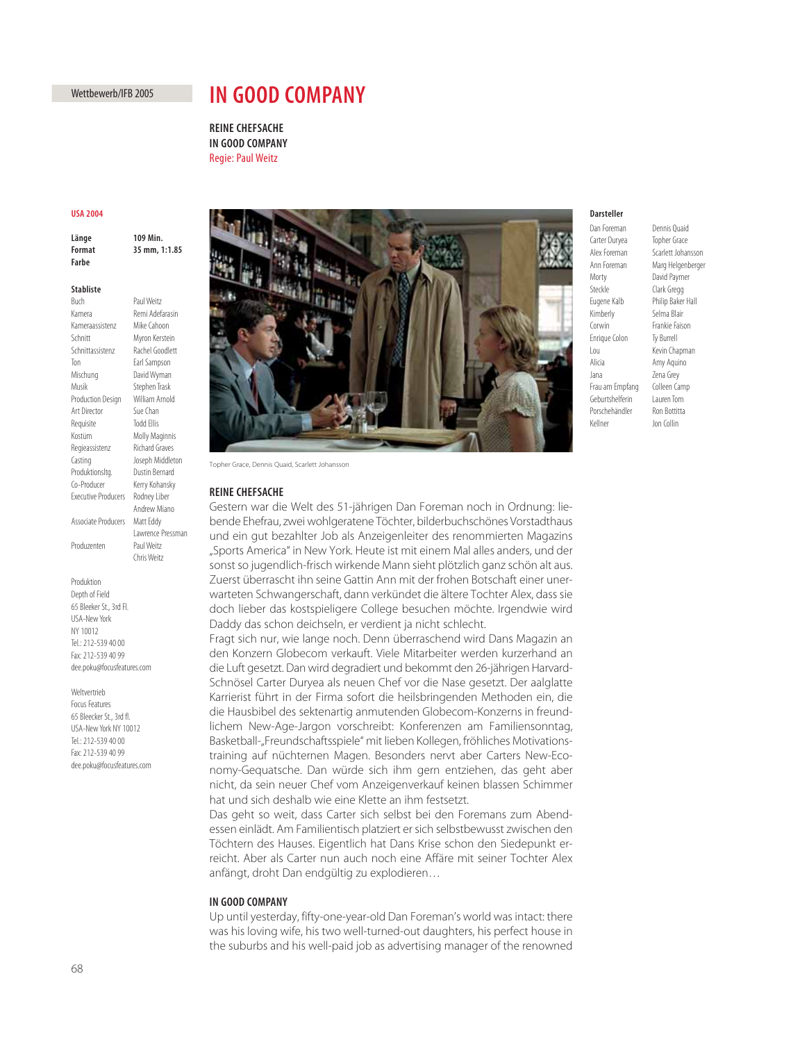Wettbewerb/IFB 2005

# IN GOOD COMPANY

**REINE CHEFSACHE**
**IN GOOD COMPANY**
Regie: Paul Weitz

**USA 2004**

| | |
|---|---|
| **Länge** | **109 Min.** |
| **Format** | **35 mm, 1:1.85** |
| **Farbe** | |

**Stabliste**

| | |
|---|---|
| Buch | Paul Weitz |
| Kamera | Remi Adefarasin |
| Kameraassistenz | Mike Cahoon |
| Schnitt | Myron Kerstein |
| Schnittassistenz | Rachel Goodlett |
| Ton | Earl Sampson |
| Mischung | David Wyman |
| Musik | Stephen Trask |
| Production Design | William Arnold |
| Art Director | Sue Chan |
| Requisite | Todd Ellis |
| Kostüm | Molly Maginnis |
| Regieassistenz | Richard Graves |
| Casting | Joseph Middleton |
| Produktionsltg. | Dustin Bernard |
| Co-Producer | Kerry Kohansky |
| Executive Producers | Rodney Liber<br>Andrew Miano |
| Associate Producers | Matt Eddy<br>Lawrence Pressman |
| Produzenten | Paul Weitz<br>Chris Weitz |

Produktion
Depth of Field
65 Bleeker St., 3rd Fl.
USA-New York
NY 10012
Tel.: 212-539 40 00
Fax: 212-539 40 99
dee.poku@focusfeatures.com

Weltvertrieb
Focus Features
65 Bleecker St., 3rd fl.
USA-New York NY 10012
Tel.: 212-539 40 00
Fax: 212-539 40 99
dee.poku@focusfeatures.com

Topher Grace, Dennis Quaid, Scarlett Johansson

**Darsteller**

| | |
|---|---|
| Dan Foreman | Dennis Quaid |
| Carter Duryea | Topher Grace |
| Alex Foreman | Scarlett Johansson |
| Ann Foreman | Marg Helgenberger |
| Morty | David Paymer |
| Steckle | Clark Gregg |
| Eugene Kalb | Philip Baker Hall |
| Kimberly | Selma Blair |
| Corwin | Frankie Faison |
| Enrique Colon | Ty Burrell |
| Lou | Kevin Chapman |
| Alicia | Amy Aquino |
| Jana | Zena Grey |
| Frau am Empfang | Colleen Camp |
| Geburtshelferin | Lauren Tom |
| Porschehändler | Ron Bottitta |
| Kellner | Jon Collin |

## REINE CHEFSACHE

Gestern war die Welt des 51-jährigen Dan Foreman noch in Ordnung: liebende Ehefrau, zwei wohlgeratene Töchter, bilderbuchschönes Vorstadthaus und ein gut bezahlter Job als Anzeigenleiter des renommierten Magazins „Sports America" in New York. Heute ist mit einem Mal alles anders, und der sonst so jugendlich-frisch wirkende Mann sieht plötzlich ganz schön alt aus. Zuerst überrascht ihn seine Gattin Ann mit der frohen Botschaft einer unerwarteten Schwangerschaft, dann verkündet die ältere Tochter Alex, dass sie doch lieber das kostspieligere College besuchen möchte. Irgendwie wird Daddy das schon deichseln, er verdient ja nicht schlecht.
Fragt sich nur, wie lange noch. Denn überraschend wird Dans Magazin an den Konzern Globecom verkauft. Viele Mitarbeiter werden kurzerhand an die Luft gesetzt. Dan wird degradiert und bekommt den 26-jährigen Harvard-Schnösel Carter Duryea als neuen Chef vor die Nase gesetzt. Der aalglatte Karrierist führt in der Firma sofort die heilsbringenden Methoden ein, die die Hausbibel des sektenartig anmutenden Globecom-Konzerns in freundlichem New-Age-Jargon vorschreibt: Konferenzen am Familiensonntag, Basketball-„Freundschaftsspiele" mit lieben Kollegen, fröhliches Motivationstraining auf nüchternen Magen. Besonders nervt aber Carters New-Economy-Gequatsche. Dan würde sich ihm gern entziehen, das geht aber nicht, da sein neuer Chef vom Anzeigenverkauf keinen blassen Schimmer hat und sich deshalb wie eine Klette an ihm festsetzt.
Das geht so weit, dass Carter sich selbst bei den Foremans zum Abendessen einlädt. Am Familientisch platziert er sich selbstbewusst zwischen den Töchtern des Hauses. Eigentlich hat Dans Krise schon den Siedepunkt erreicht. Aber als Carter nun auch noch eine Affäre mit seiner Tochter Alex anfängt, droht Dan endgültig zu explodieren…

## IN GOOD COMPANY

Up until yesterday, fifty-one-year-old Dan Foreman's world was intact: there was his loving wife, his two well-turned-out daughters, his perfect house in the suburbs and his well-paid job as advertising manager of the renowned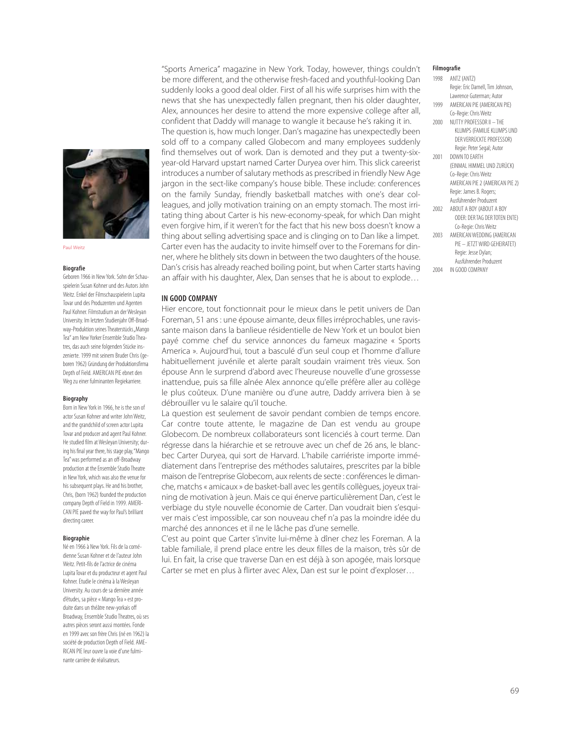"Sports America" magazine in New York. Today, however, things couldn't be more different, and the otherwise fresh-faced and youthful-looking Dan suddenly looks a good deal older. First of all his wife surprises him with the news that she has unexpectedly fallen pregnant, then his older daughter, Alex, announces her desire to attend the more expensive college after all, confident that Daddy will manage to wangle it because he's raking it in.
The question is, how much longer. Dan's magazine has unexpectedly been sold off to a company called Globecom and many employees suddenly find themselves out of work. Dan is demoted and they put a twenty-six-year-old Harvard upstart named Carter Duryea over him. This slick careerist introduces a number of salutary methods as prescribed in friendly New Age jargon in the sect-like company's house bible. These include: conferences on the family Sunday, friendly basketball matches with one's dear colleagues, and jolly motivation training on an empty stomach. The most irritating thing about Carter is his new-economy-speak, for which Dan might even forgive him, if it weren't for the fact that his new boss doesn't know a thing about selling advertising space and is clinging on to Dan like a limpet. Carter even has the audacity to invite himself over to the Foremans for dinner, where he blithely sits down in between the two daughters of the house. Dan's crisis has already reached boiling point, but when Carter starts having an affair with his daughter, Alex, Dan senses that he is about to explode…

**IN GOOD COMPANY**

Hier encore, tout fonctionnait pour le mieux dans le petit univers de Dan Foreman, 51 ans : une épouse aimante, deux filles irréprochables, une ravissante maison dans la banlieue résidentielle de New York et un boulot bien payé comme chef du service annonces du fameux magazine « Sports America ». Aujourd'hui, tout a basculé d'un seul coup et l'homme d'allure habituellement juvénile et alerte paraît soudain vraiment très vieux. Son épouse Ann le surprend d'abord avec l'heureuse nouvelle d'une grossesse inattendue, puis sa fille aînée Alex annonce qu'elle préfère aller au collège le plus coûteux. D'une manière ou d'une autre, Daddy arrivera bien à se débrouiller vu le salaire qu'il touche.
La question est seulement de savoir pendant combien de temps encore. Car contre toute attente, le magazine de Dan est vendu au groupe Globecom. De nombreux collaborateurs sont licenciés à court terme. Dan régresse dans la hiérarchie et se retrouve avec un chef de 26 ans, le blanc-bec Carter Duryea, qui sort de Harvard. L'habile carriériste importe immédiatement dans l'entreprise des méthodes salutaires, prescrites par la bible maison de l'entreprise Globecom, aux relents de secte : conférences le dimanche, matchs « amicaux » de basket-ball avec les gentils collègues, joyeux training de motivation à jeun. Mais ce qui énerve particulièrement Dan, c'est le verbiage du style nouvelle économie de Carter. Dan voudrait bien s'esquiver mais c'est impossible, car son nouveau chef n'a pas la moindre idée du marché des annonces et il ne le lâche pas d'une semelle.
C'est au point que Carter s'invite lui-même à dîner chez les Foreman. A la table familiale, il prend place entre les deux filles de la maison, très sûr de lui. En fait, la crise que traverse Dan en est déjà à son apogée, mais lorsque Carter se met en plus à flirter avec Alex, Dan est sur le point d'exploser…

Paul Weitz

**Biografie**

Geboren 1966 in New York. Sohn der Schauspielerin Susan Kohner und des Autors John Weitz. Enkel der Filmschauspielerin Lupita Tovar und des Produzenten und Agenten Paul Kohner. Filmstudium an der Wesleyan University. Im letzten Studienjahr Off-Broadway-Produktion seines Theaterstücks „Mango Tea" am New Yorker Ensemble Studio Theatres, das auch seine folgenden Stücke inszenierte. 1999 mit seinem Bruder Chris (geboren 1962) Gründung der Produktionsfirma Depth of Field. AMERICAN PIE ebnet den Weg zu einer fulminanten Regiekarriere.

**Biography**

Born in New York in 1966, he is the son of actor Susan Kohner and writer John Weitz, and the grandchild of screen actor Lupita Tovar and producer and agent Paul Kohner. He studied film at Wesleyan University; during his final year there, his stage play, "Mango Tea" was performed as an off-Broadway production at the Ensemble Studio Theatre in New York, which was also the venue for his subsequent plays. He and his brother, Chris, (born 1962) founded the production company Depth of Field in 1999. AMERICAN PIE paved the way for Paul's brilliant directing career.

**Biographie**

Né en 1966 à New York. Fils de la comédienne Susan Kohner et de l'auteur John Weitz. Petit-fils de l'actrice de cinéma Lupita Tovar et du producteur et agent Paul Kohner. Etudie le cinéma à la Wesleyan University. Au cours de sa dernière année d'études, sa pièce « Mango Tea » est produite dans un théâtre new-yorkais off Broadway, Ensemble Studio Theatres, où ses autres pièces seront aussi montées. Fonde en 1999 avec son frère Chris (né en 1962) la société de production Depth of Field. AMERICAN PIE leur ouvre la voie d'une fulminante carrière de réalisateurs.

**Filmografie**

- 1998 ANTZ (ANTZ)
  Regie: Eric Darnell, Tim Johnson, Lawrence Guterman; Autor
- 1999 AMERICAN PIE (AMERICAN PIE)
  Co-Regie: Chris Weitz
- 2000 NUTTY PROFESSOR II – THE KLUMPS (FAMILIE KLUMPS UND DER VERRÜCKTE PROFESSOR)
  Regie: Peter Segal; Autor
- 2001 DOWN TO EARTH (EINMAL HIMMEL UND ZURÜCK)
  Co-Regie: Chris Weitz
  AMERICAN PIE 2 (AMERICAN PIE 2)
  Regie: James B. Rogers; Ausführender Produzent
- 2002 ABOUT A BOY (ABOUT A BOY ODER: DER TAG DER TOTEN ENTE)
  Co-Regie: Chris Weitz
- 2003 AMERICAN WEDDING (AMERICAN PIE – JETZT WIRD GEHEIRATET)
  Regie: Jesse Dylan; Ausführender Produzent
- 2004 IN GOOD COMPANY